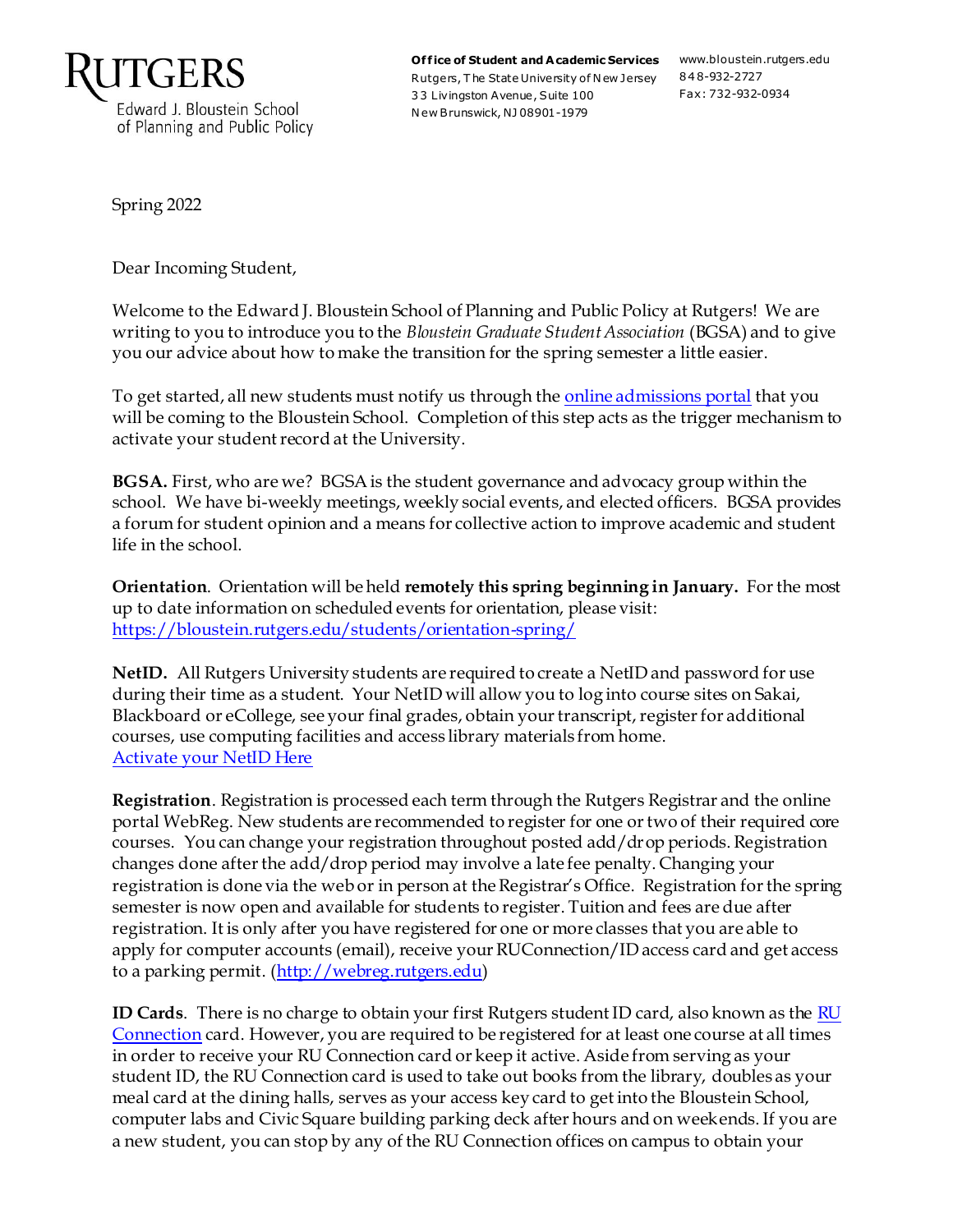**RUTGERS**
Edward J. Bloustein School
of Planning and Public Policy

**Office of Student and Academic Services**
Rutgers, The State University of New Jersey
33 Livingston Avenue, Suite 100
New Brunswick, NJ 08901-1979

www.bloustein.rutgers.edu
848-932-2727
Fax: 732-932-0934

Spring 2022

Dear Incoming Student,

Welcome to the Edward J. Bloustein School of Planning and Public Policy at Rutgers! We are writing to you to introduce you to the *Bloustein Graduate Student Association* (BGSA) and to give you our advice about how to make the transition for the spring semester a little easier.

To get started, all new students must notify us through the [online admissions portal]() that you will be coming to the Bloustein School. Completion of this step acts as the trigger mechanism to activate your student record at the University.

**BGSA.** First, who are we? BGSA is the student governance and advocacy group within the school. We have bi-weekly meetings, weekly social events, and elected officers. BGSA provides a forum for student opinion and a means for collective action to improve academic and student life in the school.

**Orientation**. Orientation will be held **remotely this spring beginning in January.** For the most up to date information on scheduled events for orientation, please visit: https://bloustein.rutgers.edu/students/orientation-spring/

**NetID.** All Rutgers University students are required to create a NetID and password for use during their time as a student. Your NetID will allow you to log into course sites on Sakai, Blackboard or eCollege, see your final grades, obtain your transcript, register for additional courses, use computing facilities and access library materials from home.
[Activate your NetID Here]()

**Registration**. Registration is processed each term through the Rutgers Registrar and the online portal WebReg. New students are recommended to register for one or two of their required core courses. You can change your registration throughout posted add/drop periods. Registration changes done after the add/drop period may involve a late fee penalty. Changing your registration is done via the web or in person at the Registrar's Office. Registration for the spring semester is now open and available for students to register. Tuition and fees are due after registration. It is only after you have registered for one or more classes that you are able to apply for computer accounts (email), receive your RUConnection/ID access card and get access to a parking permit. (http://webreg.rutgers.edu)

**ID Cards**. There is no charge to obtain your first Rutgers student ID card, also known as the [RU Connection]() card. However, you are required to be registered for at least one course at all times in order to receive your RU Connection card or keep it active. Aside from serving as your student ID, the RU Connection card is used to take out books from the library, doubles as your meal card at the dining halls, serves as your access key card to get into the Bloustein School, computer labs and Civic Square building parking deck after hours and on weekends. If you are a new student, you can stop by any of the RU Connection offices on campus to obtain your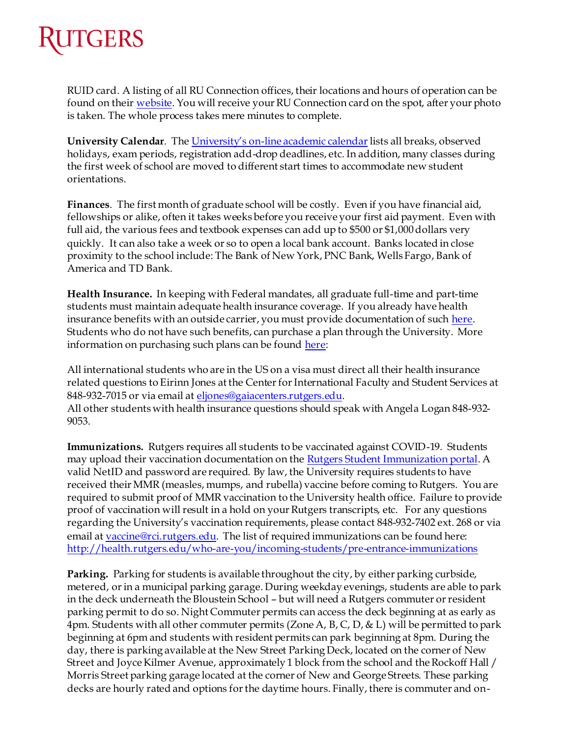RUID card. A listing of all RU Connection offices, their locations and hours of operation can be found on their website. You will receive your RU Connection card on the spot, after your photo is taken. The whole process takes mere minutes to complete.

**University Calendar**. The University's on-line academic calendar lists all breaks, observed holidays, exam periods, registration add-drop deadlines, etc. In addition, many classes during the first week of school are moved to different start times to accommodate new student orientations.

**Finances**. The first month of graduate school will be costly. Even if you have financial aid, fellowships or alike, often it takes weeks before you receive your first aid payment. Even with full aid, the various fees and textbook expenses can add up to $500 or $1,000 dollars very quickly. It can also take a week or so to open a local bank account. Banks located in close proximity to the school include: The Bank of New York, PNC Bank, Wells Fargo, Bank of America and TD Bank.

**Health Insurance.** In keeping with Federal mandates, all graduate full-time and part-time students must maintain adequate health insurance coverage. If you already have health insurance benefits with an outside carrier, you must provide documentation of such here. Students who do not have such benefits, can purchase a plan through the University. More information on purchasing such plans can be found here:

All international students who are in the US on a visa must direct all their health insurance related questions to Eirinn Jones at the Center for International Faculty and Student Services at 848-932-7015 or via email at eljones@gaiacenters.rutgers.edu.
All other students with health insurance questions should speak with Angela Logan 848-932-9053.

**Immunizations.** Rutgers requires all students to be vaccinated against COVID-19. Students may upload their vaccination documentation on the Rutgers Student Immunization portal. A valid NetID and password are required. By law, the University requires students to have received their MMR (measles, mumps, and rubella) vaccine before coming to Rutgers. You are required to submit proof of MMR vaccination to the University health office. Failure to provide proof of vaccination will result in a hold on your Rutgers transcripts, etc. For any questions regarding the University's vaccination requirements, please contact 848-932-7402 ext. 268 or via email at vaccine@rci.rutgers.edu. The list of required immunizations can be found here: http://health.rutgers.edu/who-are-you/incoming-students/pre-entrance-immunizations

**Parking.** Parking for students is available throughout the city, by either parking curbside, metered, or in a municipal parking garage. During weekday evenings, students are able to park in the deck underneath the Bloustein School – but will need a Rutgers commuter or resident parking permit to do so. Night Commuter permits can access the deck beginning at as early as 4pm. Students with all other commuter permits (Zone A, B, C, D, & L) will be permitted to park beginning at 6pm and students with resident permits can park beginning at 8pm. During the day, there is parking available at the New Street Parking Deck, located on the corner of New Street and Joyce Kilmer Avenue, approximately 1 block from the school and the Rockoff Hall / Morris Street parking garage located at the corner of New and George Streets. These parking decks are hourly rated and options for the daytime hours. Finally, there is commuter and on-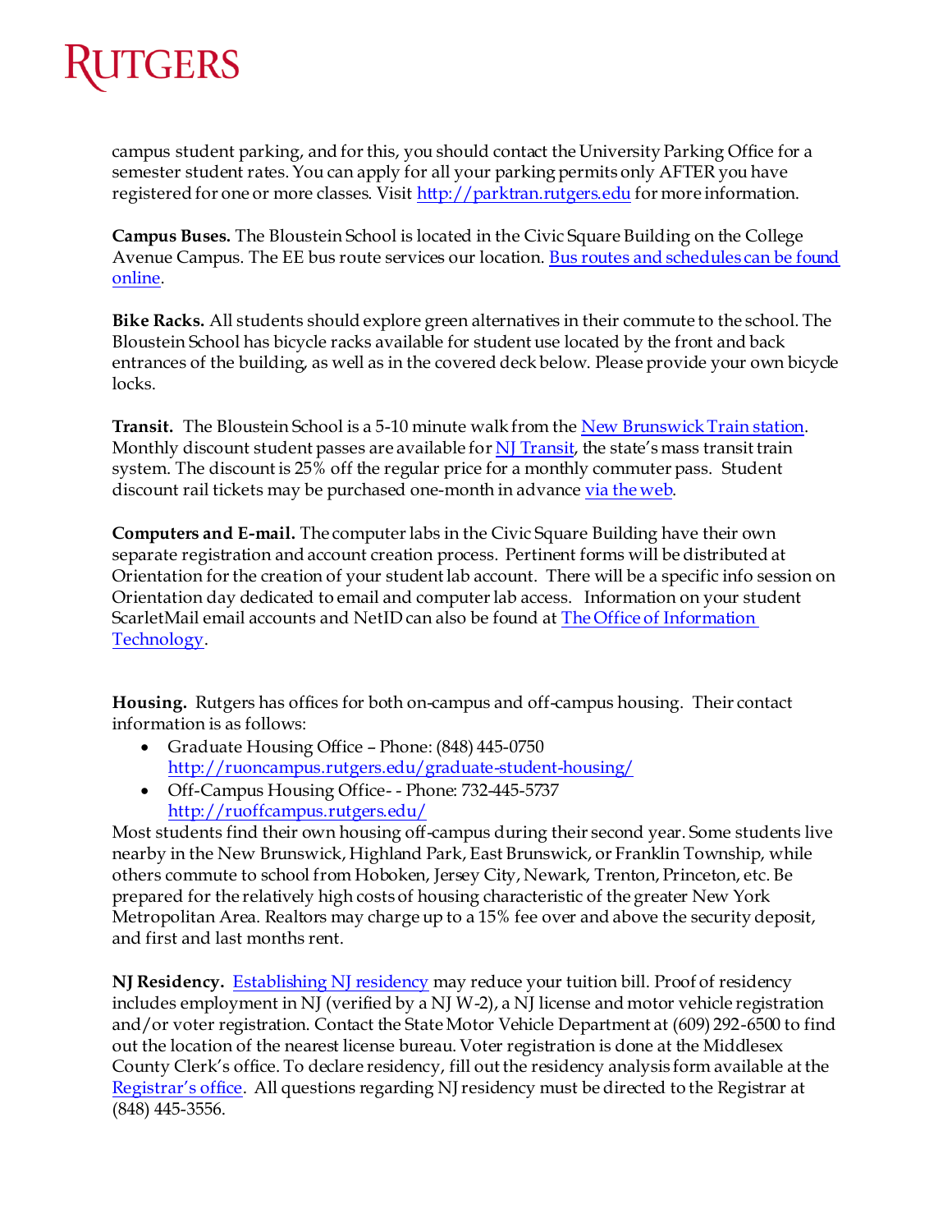campus student parking, and for this, you should contact the University Parking Office for a semester student rates. You can apply for all your parking permits only AFTER you have registered for one or more classes. Visit http://parktran.rutgers.edu for more information.

**Campus Buses.** The Bloustein School is located in the Civic Square Building on the College Avenue Campus. The EE bus route services our location. Bus routes and schedules can be found online.

**Bike Racks.** All students should explore green alternatives in their commute to the school. The Bloustein School has bicycle racks available for student use located by the front and back entrances of the building, as well as in the covered deck below. Please provide your own bicycle locks.

**Transit.** The Bloustein School is a 5-10 minute walk from the New Brunswick Train station. Monthly discount student passes are available for NJ Transit, the state's mass transit train system. The discount is 25% off the regular price for a monthly commuter pass. Student discount rail tickets may be purchased one-month in advance via the web.

**Computers and E-mail.** The computer labs in the Civic Square Building have their own separate registration and account creation process. Pertinent forms will be distributed at Orientation for the creation of your student lab account. There will be a specific info session on Orientation day dedicated to email and computer lab access. Information on your student ScarletMail email accounts and NetID can also be found at The Office of Information Technology.

**Housing.** Rutgers has offices for both on-campus and off-campus housing. Their contact information is as follows:

- Graduate Housing Office – Phone: (848) 445-0750 http://ruoncampus.rutgers.edu/graduate-student-housing/
- Off-Campus Housing Office- - Phone: 732-445-5737 http://ruoffcampus.rutgers.edu/

Most students find their own housing off-campus during their second year. Some students live nearby in the New Brunswick, Highland Park, East Brunswick, or Franklin Township, while others commute to school from Hoboken, Jersey City, Newark, Trenton, Princeton, etc. Be prepared for the relatively high costs of housing characteristic of the greater New York Metropolitan Area. Realtors may charge up to a 15% fee over and above the security deposit, and first and last months rent.

**NJ Residency.** Establishing NJ residency may reduce your tuition bill. Proof of residency includes employment in NJ (verified by a NJ W-2), a NJ license and motor vehicle registration and/or voter registration. Contact the State Motor Vehicle Department at (609) 292-6500 to find out the location of the nearest license bureau. Voter registration is done at the Middlesex County Clerk's office. To declare residency, fill out the residency analysis form available at the Registrar's office. All questions regarding NJ residency must be directed to the Registrar at (848) 445-3556.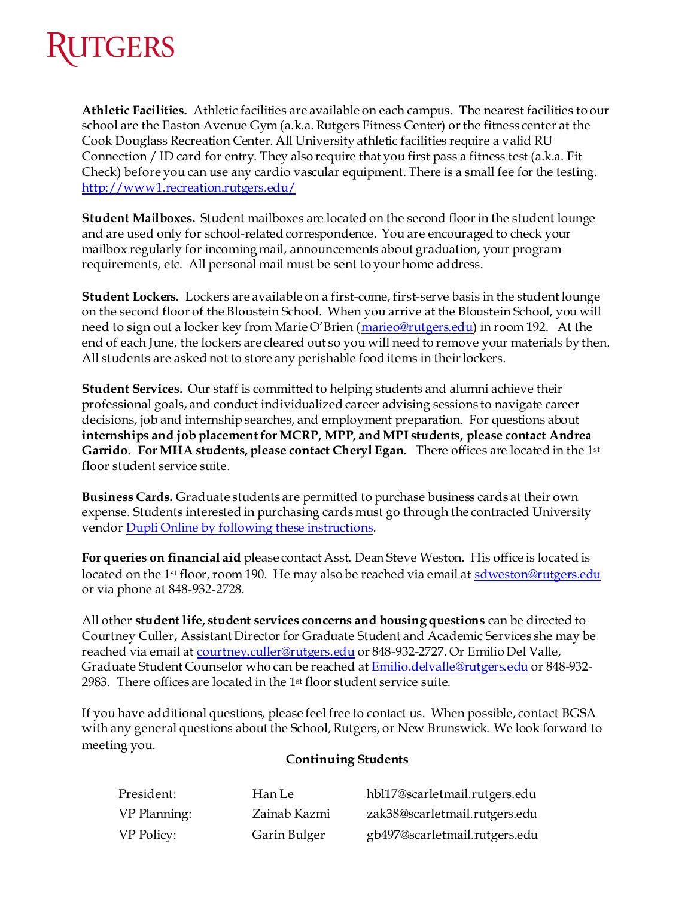**Athletic Facilities.** Athletic facilities are available on each campus. The nearest facilities to our school are the Easton Avenue Gym (a.k.a. Rutgers Fitness Center) or the fitness center at the Cook Douglass Recreation Center. All University athletic facilities require a valid RU Connection / ID card for entry. They also require that you first pass a fitness test (a.k.a. Fit Check) before you can use any cardio vascular equipment. There is a small fee for the testing. [http://www1.recreation.rutgers.edu/](http://www1.recreation.rutgers.edu/)

**Student Mailboxes.** Student mailboxes are located on the second floor in the student lounge and are used only for school-related correspondence. You are encouraged to check your mailbox regularly for incoming mail, announcements about graduation, your program requirements, etc. All personal mail must be sent to your home address.

**Student Lockers.** Lockers are available on a first-come, first-serve basis in the student lounge on the second floor of the Bloustein School. When you arrive at the Bloustein School, you will need to sign out a locker key from Marie O'Brien (marieo@rutgers.edu) in room 192. At the end of each June, the lockers are cleared out so you will need to remove your materials by then. All students are asked not to store any perishable food items in their lockers.

**Student Services.** Our staff is committed to helping students and alumni achieve their professional goals, and conduct individualized career advising sessions to navigate career decisions, job and internship searches, and employment preparation. For questions about **internships and job placement for MCRP, MPP, and MPI students, please contact Andrea Garrido. For MHA students, please contact Cheryl Egan.** There offices are located in the 1st floor student service suite.

**Business Cards.** Graduate students are permitted to purchase business cards at their own expense. Students interested in purchasing cards must go through the contracted University vendor Dupli Online by following these instructions.

**For queries on financial aid** please contact Asst. Dean Steve Weston. His office is located is located on the 1st floor, room 190. He may also be reached via email at sdweston@rutgers.edu or via phone at 848-932-2728.

All other **student life, student services concerns and housing questions** can be directed to Courtney Culler, Assistant Director for Graduate Student and Academic Services she may be reached via email at courtney.culler@rutgers.edu or 848-932-2727. Or Emilio Del Valle, Graduate Student Counselor who can be reached at Emilio.delvalle@rutgers.edu or 848-932-2983. There offices are located in the 1st floor student service suite.

If you have additional questions, please feel free to contact us. When possible, contact BGSA with any general questions about the School, Rutgers, or New Brunswick. We look forward to meeting you.

**Continuing Students**

| | | |
|---|---|---|
| President: | Han Le | hbl17@scarletmail.rutgers.edu |
| VP Planning: | Zainab Kazmi | zak38@scarletmail.rutgers.edu |
| VP Policy: | Garin Bulger | gb497@scarletmail.rutgers.edu |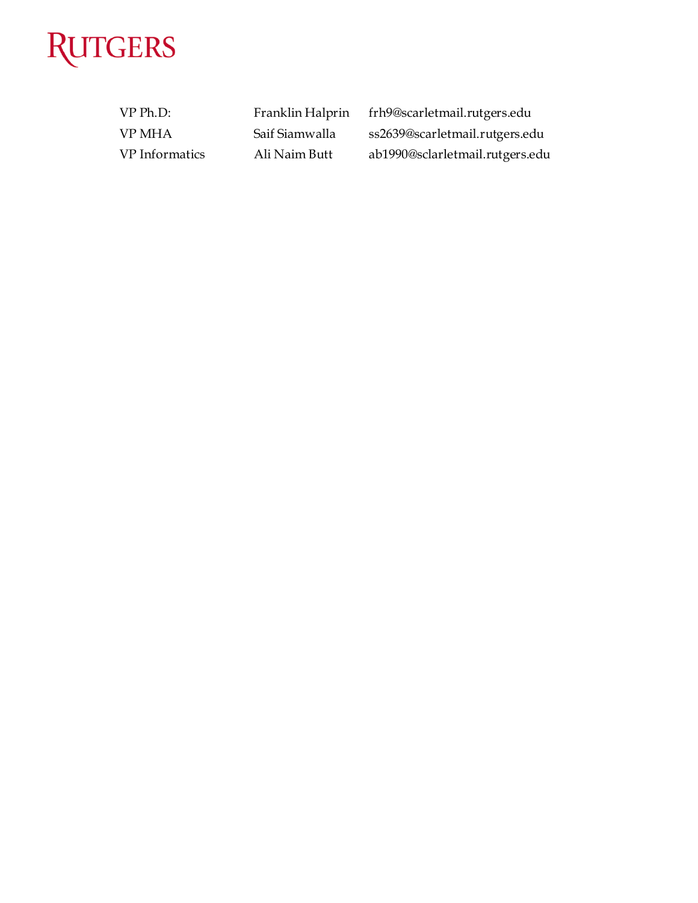RUTGERS

| | | |
|---|---|---|
| VP Ph.D: | Franklin Halprin | frh9@scarletmail.rutgers.edu |
| VP MHA | Saif Siamwalla | ss2639@scarletmail.rutgers.edu |
| VP Informatics | Ali Naim Butt | ab1990@sclarletmail.rutgers.edu |